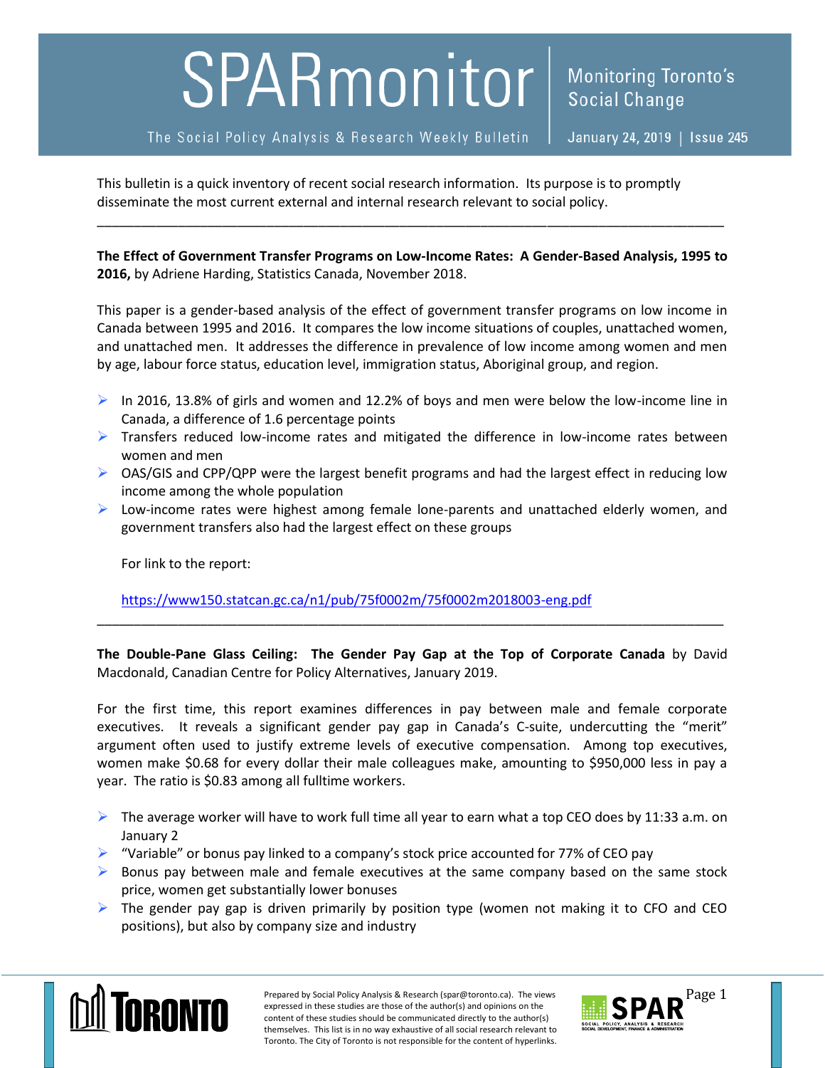# SPARmonitor

Monitoring Toronto's Social Change

The Social Policy Analysis & Research Weekly Bulletin

January 24, 2019 | Issue 245

This bulletin is a quick inventory of recent social research information. Its purpose is to promptly disseminate the most current external and internal research relevant to social policy.

---

**The Effect of Government Transfer Programs on Low-Income Rates: A Gender-Based Analysis, 1995 to 2016,** by Adriene Harding, Statistics Canada, November 2018.

This paper is a gender-based analysis of the effect of government transfer programs on low income in Canada between 1995 and 2016. It compares the low income situations of couples, unattached women, and unattached men. It addresses the difference in prevalence of low income among women and men by age, labour force status, education level, immigration status, Aboriginal group, and region.

- In 2016, 13.8% of girls and women and 12.2% of boys and men were below the low-income line in Canada, a difference of 1.6 percentage points
- Transfers reduced low-income rates and mitigated the difference in low-income rates between women and men
- OAS/GIS and CPP/QPP were the largest benefit programs and had the largest effect in reducing low income among the whole population
- Low-income rates were highest among female lone-parents and unattached elderly women, and government transfers also had the largest effect on these groups

For link to the report:

https://www150.statcan.gc.ca/n1/pub/75f0002m/75f0002m2018003-eng.pdf

---

**The Double-Pane Glass Ceiling: The Gender Pay Gap at the Top of Corporate Canada** by David Macdonald, Canadian Centre for Policy Alternatives, January 2019.

For the first time, this report examines differences in pay between male and female corporate executives. It reveals a significant gender pay gap in Canada's C-suite, undercutting the "merit" argument often used to justify extreme levels of executive compensation. Among top executives, women make $0.68 for every dollar their male colleagues make, amounting to $950,000 less in pay a year. The ratio is $0.83 among all fulltime workers.

- The average worker will have to work full time all year to earn what a top CEO does by 11:33 a.m. on January 2
- "Variable" or bonus pay linked to a company's stock price accounted for 77% of CEO pay
- Bonus pay between male and female executives at the same company based on the same stock price, women get substantially lower bonuses
- The gender pay gap is driven primarily by position type (women not making it to CFO and CEO positions), but also by company size and industry

Prepared by Social Policy Analysis & Research (spar@toronto.ca). The views expressed in these studies are those of the author(s) and opinions on the content of these studies should be communicated directly to the author(s) themselves. This list is in no way exhaustive of all social research relevant to Toronto. The City of Toronto is not responsible for the content of hyperlinks.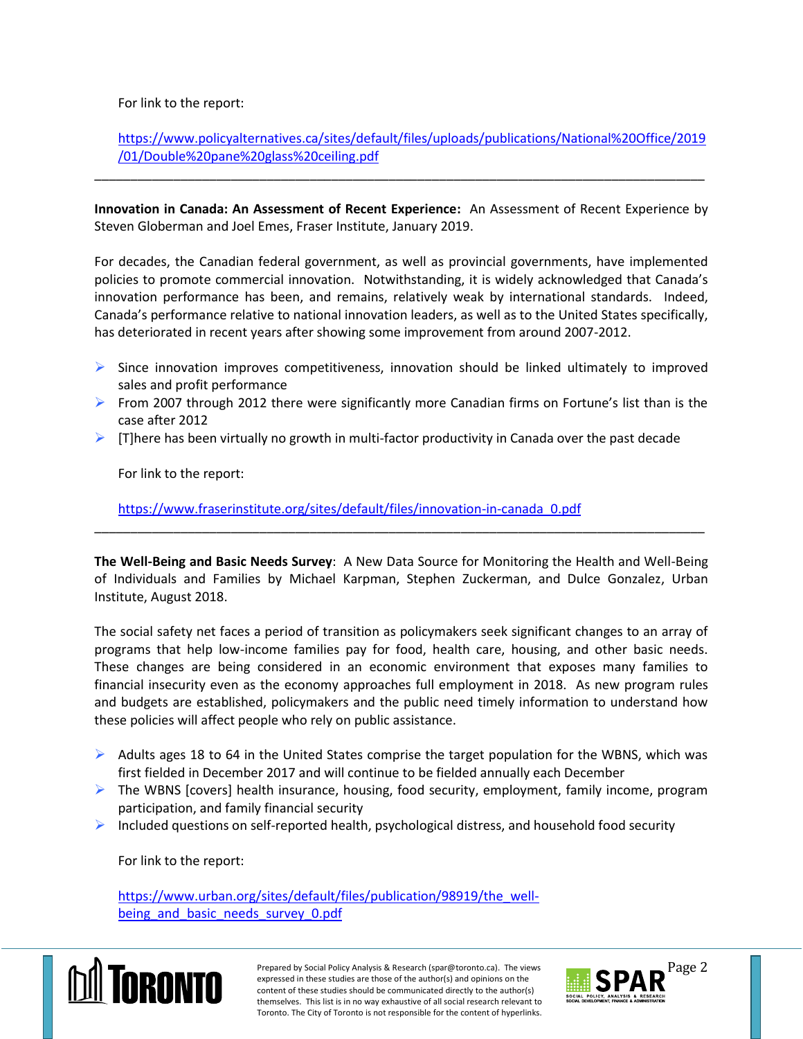For link to the report:

https://www.policyalternatives.ca/sites/default/files/uploads/publications/National%20Office/2019/01/Double%20pane%20glass%20ceiling.pdf

---

**Innovation in Canada: An Assessment of Recent Experience:** An Assessment of Recent Experience by Steven Globerman and Joel Emes, Fraser Institute, January 2019.

For decades, the Canadian federal government, as well as provincial governments, have implemented policies to promote commercial innovation. Notwithstanding, it is widely acknowledged that Canada's innovation performance has been, and remains, relatively weak by international standards. Indeed, Canada's performance relative to national innovation leaders, as well as to the United States specifically, has deteriorated in recent years after showing some improvement from around 2007-2012.

- Since innovation improves competitiveness, innovation should be linked ultimately to improved sales and profit performance
- From 2007 through 2012 there were significantly more Canadian firms on Fortune's list than is the case after 2012
- [T]here has been virtually no growth in multi-factor productivity in Canada over the past decade

For link to the report:

https://www.fraserinstitute.org/sites/default/files/innovation-in-canada_0.pdf

---

**The Well-Being and Basic Needs Survey**: A New Data Source for Monitoring the Health and Well-Being of Individuals and Families by Michael Karpman, Stephen Zuckerman, and Dulce Gonzalez, Urban Institute, August 2018.

The social safety net faces a period of transition as policymakers seek significant changes to an array of programs that help low-income families pay for food, health care, housing, and other basic needs. These changes are being considered in an economic environment that exposes many families to financial insecurity even as the economy approaches full employment in 2018. As new program rules and budgets are established, policymakers and the public need timely information to understand how these policies will affect people who rely on public assistance.

- Adults ages 18 to 64 in the United States comprise the target population for the WBNS, which was first fielded in December 2017 and will continue to be fielded annually each December
- The WBNS [covers] health insurance, housing, food security, employment, family income, program participation, and family financial security
- Included questions on self-reported health, psychological distress, and household food security

For link to the report:

https://www.urban.org/sites/default/files/publication/98919/the_well-being_and_basic_needs_survey_0.pdf

Prepared by Social Policy Analysis & Research (spar@toronto.ca). The views expressed in these studies are those of the author(s) and opinions on the content of these studies should be communicated directly to the author(s) themselves. This list is in no way exhaustive of all social research relevant to Toronto. The City of Toronto is not responsible for the content of hyperlinks.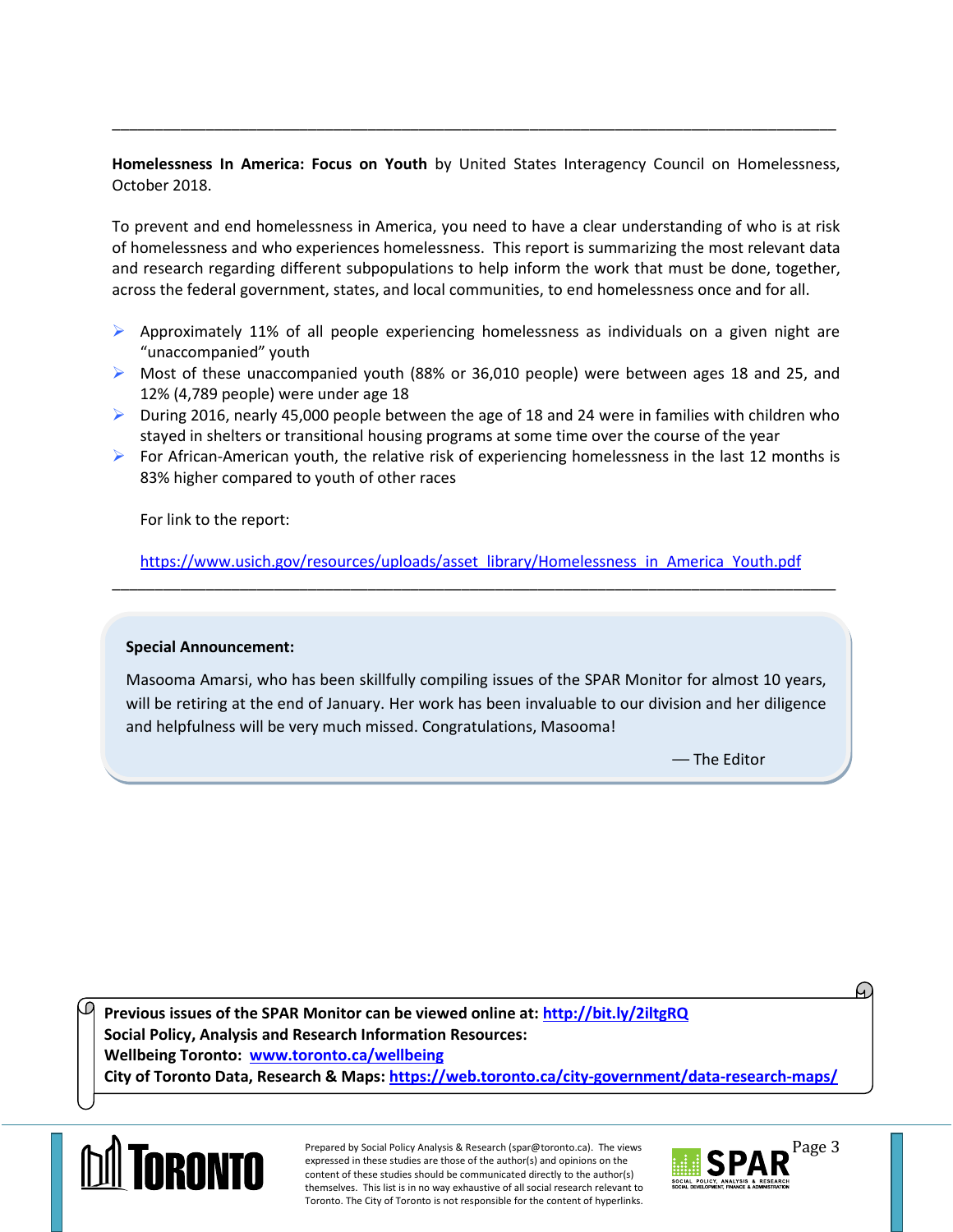---

**Homelessness In America: Focus on Youth** by United States Interagency Council on Homelessness, October 2018.

To prevent and end homelessness in America, you need to have a clear understanding of who is at risk of homelessness and who experiences homelessness. This report is summarizing the most relevant data and research regarding different subpopulations to help inform the work that must be done, together, across the federal government, states, and local communities, to end homelessness once and for all.

- Approximately 11% of all people experiencing homelessness as individuals on a given night are "unaccompanied" youth
- Most of these unaccompanied youth (88% or 36,010 people) were between ages 18 and 25, and 12% (4,789 people) were under age 18
- During 2016, nearly 45,000 people between the age of 18 and 24 were in families with children who stayed in shelters or transitional housing programs at some time over the course of the year
- For African-American youth, the relative risk of experiencing homelessness in the last 12 months is 83% higher compared to youth of other races

For link to the report:

https://www.usich.gov/resources/uploads/asset_library/Homelessness_in_America_Youth.pdf

---

**Special Announcement:**

Masooma Amarsi, who has been skillfully compiling issues of the SPAR Monitor for almost 10 years, will be retiring at the end of January. Her work has been invaluable to our division and her diligence and helpfulness will be very much missed. Congratulations, Masooma!

— The Editor

**Previous issues of the SPAR Monitor can be viewed online at: http://bit.ly/2iltgRQ**
**Social Policy, Analysis and Research Information Resources:**
**Wellbeing Toronto: www.toronto.ca/wellbeing**
**City of Toronto Data, Research & Maps: https://web.toronto.ca/city-government/data-research-maps/**

Prepared by Social Policy Analysis & Research (spar@toronto.ca). The views expressed in these studies are those of the author(s) and opinions on the content of these studies should be communicated directly to the author(s) themselves. This list is in no way exhaustive of all social research relevant to Toronto. The City of Toronto is not responsible for the content of hyperlinks.